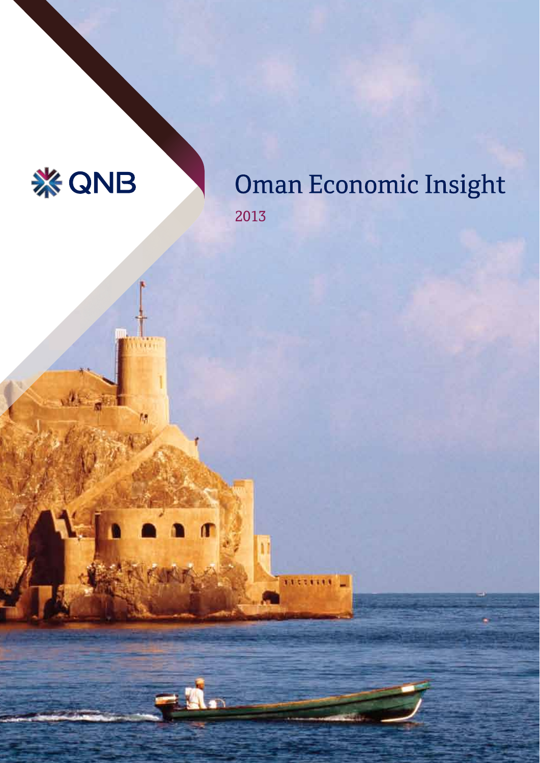QNB

# Oman Economic Insight

2013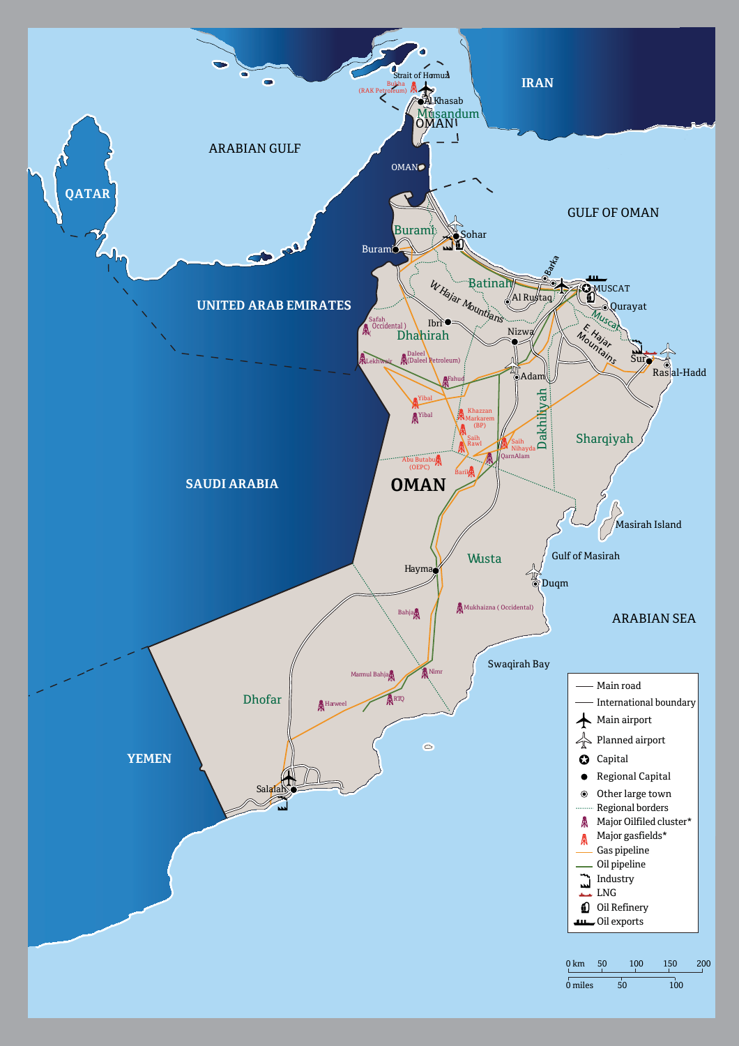- Main road
- International boundary
- Main airport
- Planned airport
- Capital
- Regional Capital
- Other large town
- Regional borders
- Major Oilfiled cluster*
- Major gasfields*
- Gas pipeline
- Oil pipeline
- Industry
- LNG
- Oil Refinery
- Oil exports

0 km 50 100 150 200
0 miles 50 100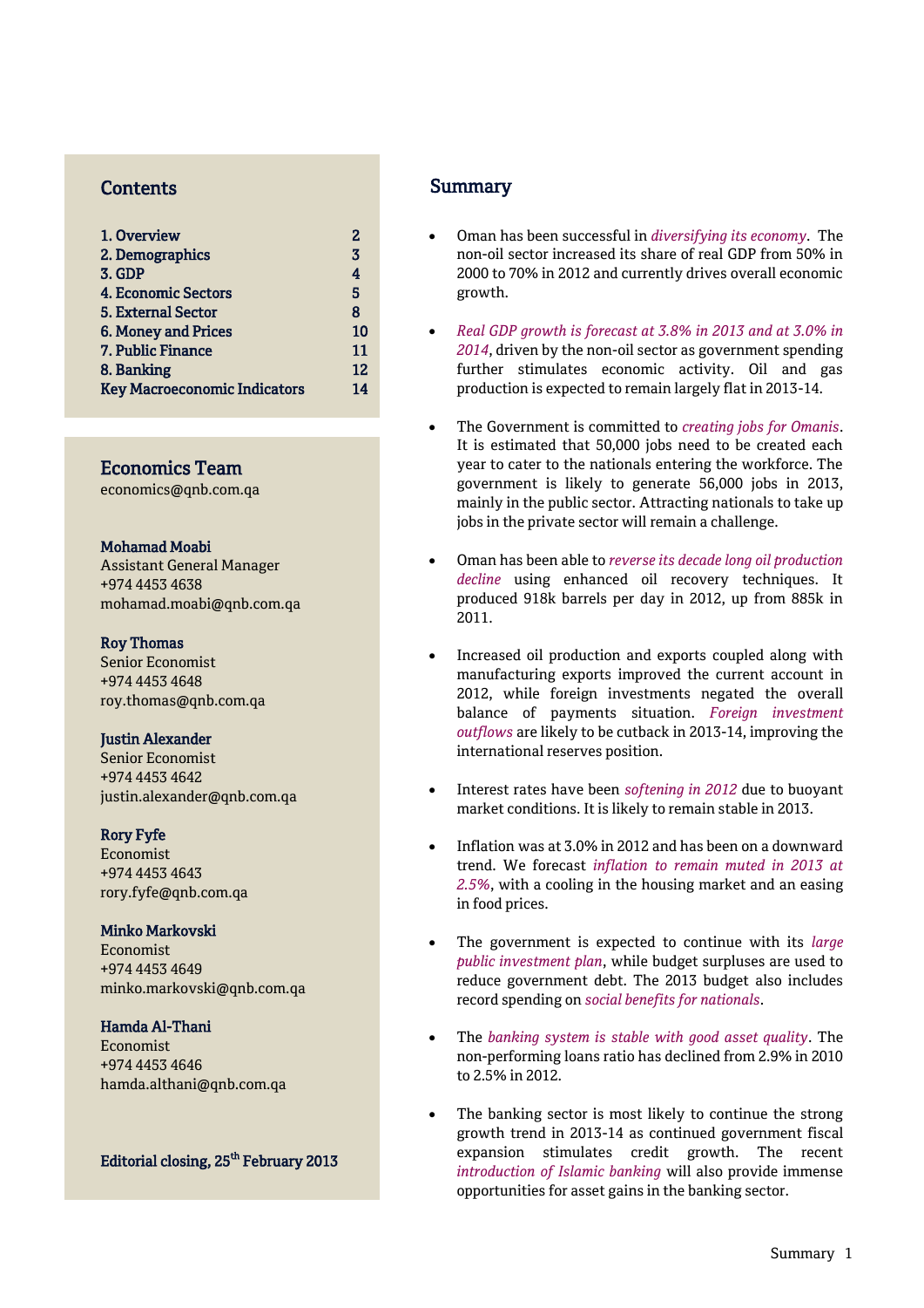## Contents

| | |
|---|---|
| 1. Overview | 2 |
| 2. Demographics | 3 |
| 3. GDP | 4 |
| 4. Economic Sectors | 5 |
| 5. External Sector | 8 |
| 6. Money and Prices | 10 |
| 7. Public Finance | 11 |
| 8. Banking | 12 |
| Key Macroeconomic Indicators | 14 |

## Economics Team

economics@qnb.com.qa

**Mohamad Moabi**
Assistant General Manager
+974 4453 4638
mohamad.moabi@qnb.com.qa

**Roy Thomas**
Senior Economist
+974 4453 4648
roy.thomas@qnb.com.qa

**Justin Alexander**
Senior Economist
+974 4453 4642
justin.alexander@qnb.com.qa

**Rory Fyfe**
Economist
+974 4453 4643
rory.fyfe@qnb.com.qa

**Minko Markovski**
Economist
+974 4453 4649
minko.markovski@qnb.com.qa

**Hamda Al-Thani**
Economist
+974 4453 4646
hamda.althani@qnb.com.qa

**Editorial closing, 25th February 2013**

## Summary

- Oman has been successful in *diversifying its economy*. The non-oil sector increased its share of real GDP from 50% in 2000 to 70% in 2012 and currently drives overall economic growth.

- *Real GDP growth is forecast at 3.8% in 2013 and at 3.0% in 2014*, driven by the non-oil sector as government spending further stimulates economic activity. Oil and gas production is expected to remain largely flat in 2013-14.

- The Government is committed to *creating jobs for Omanis*. It is estimated that 50,000 jobs need to be created each year to cater to the nationals entering the workforce. The government is likely to generate 56,000 jobs in 2013, mainly in the public sector. Attracting nationals to take up jobs in the private sector will remain a challenge.

- Oman has been able to *reverse its decade long oil production decline* using enhanced oil recovery techniques. It produced 918k barrels per day in 2012, up from 885k in 2011.

- Increased oil production and exports coupled along with manufacturing exports improved the current account in 2012, while foreign investments negated the overall balance of payments situation. *Foreign investment outflows* are likely to be cutback in 2013-14, improving the international reserves position.

- Interest rates have been *softening in 2012* due to buoyant market conditions. It is likely to remain stable in 2013.

- Inflation was at 3.0% in 2012 and has been on a downward trend. We forecast *inflation to remain muted in 2013 at 2.5%*, with a cooling in the housing market and an easing in food prices.

- The government is expected to continue with its *large public investment plan*, while budget surpluses are used to reduce government debt. The 2013 budget also includes record spending on *social benefits for nationals*.

- The *banking system is stable with good asset quality*. The non-performing loans ratio has declined from 2.9% in 2010 to 2.5% in 2012.

- The banking sector is most likely to continue the strong growth trend in 2013-14 as continued government fiscal expansion stimulates credit growth. The recent *introduction of Islamic banking* will also provide immense opportunities for asset gains in the banking sector.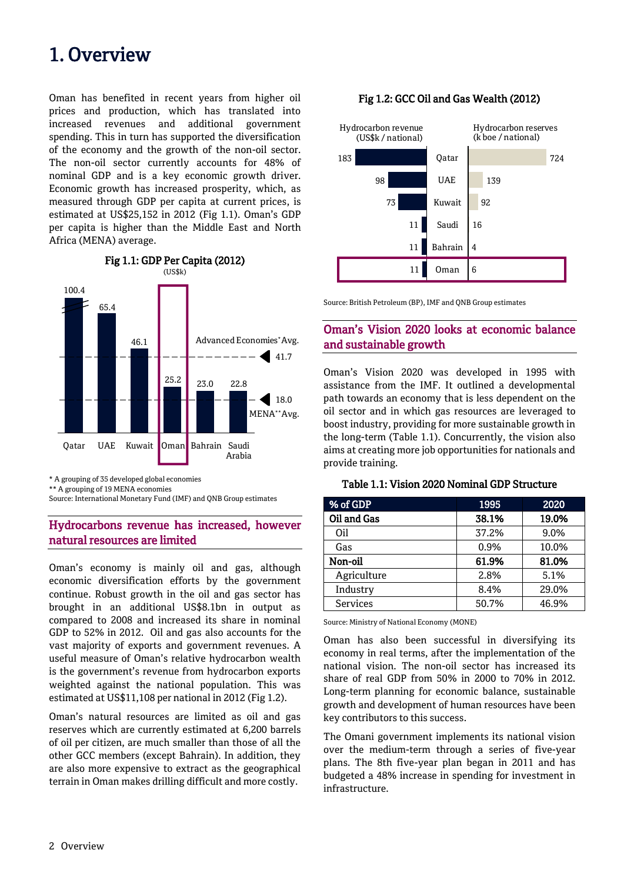# 1. Overview

Oman has benefited in recent years from higher oil prices and production, which has translated into increased revenues and additional government spending. This in turn has supported the diversification of the economy and the growth of the non-oil sector. The non-oil sector currently accounts for 48% of nominal GDP and is a key economic growth driver. Economic growth has increased prosperity, which, as measured through GDP per capita at current prices, is estimated at US$25,152 in 2012 (Fig 1.1). Oman's GDP per capita is higher than the Middle East and North Africa (MENA) average.

**Fig 1.1: GDP Per Capita (2012)**
(US$k)

| Country | GDP per capita (US$k) |
|---|---|
| Qatar | 100.4 |
| UAE | 65.4 |
| Kuwait | 46.1 |
| Oman | 25.2 |
| Bahrain | 23.0 |
| Saudi Arabia | 22.8 |
| Advanced Economies* Avg. | 41.7 |
| MENA** Avg. | 18.0 |

\* A grouping of 35 developed global economies
\*\* A grouping of 19 MENA economies
Source: International Monetary Fund (IMF) and QNB Group estimates

## Hydrocarbons revenue has increased, however natural resources are limited

Oman's economy is mainly oil and gas, although economic diversification efforts by the government continue. Robust growth in the oil and gas sector has brought in an additional US$8.1bn in output as compared to 2008 and increased its share in nominal GDP to 52% in 2012. Oil and gas also accounts for the vast majority of exports and government revenues. A useful measure of Oman's relative hydrocarbon wealth is the government's revenue from hydrocarbon exports weighted against the national population. This was estimated at US$11,108 per national in 2012 (Fig 1.2).

Oman's natural resources are limited as oil and gas reserves which are currently estimated at 6,200 barrels of oil per citizen, are much smaller than those of all the other GCC members (except Bahrain). In addition, they are also more expensive to extract as the geographical terrain in Oman makes drilling difficult and more costly.

**Fig 1.2: GCC Oil and Gas Wealth (2012)**

| Country | Hydrocarbon revenue (US$k / national) | Hydrocarbon reserves (k boe / national) |
|---|---|---|
| Qatar | 183 | 724 |
| UAE | 98 | 139 |
| Kuwait | 73 | 92 |
| Saudi | 11 | 16 |
| Bahrain | 11 | 4 |
| Oman | 11 | 6 |

Source: British Petroleum (BP), IMF and QNB Group estimates

## Oman's Vision 2020 looks at economic balance and sustainable growth

Oman's Vision 2020 was developed in 1995 with assistance from the IMF. It outlined a developmental path towards an economy that is less dependent on the oil sector and in which gas resources are leveraged to boost industry, providing for more sustainable growth in the long-term (Table 1.1). Concurrently, the vision also aims at creating more job opportunities for nationals and provide training.

**Table 1.1: Vision 2020 Nominal GDP Structure**

| % of GDP | 1995 | 2020 |
|---|---|---|
| **Oil and Gas** | **38.1%** | **19.0%** |
| Oil | 37.2% | 9.0% |
| Gas | 0.9% | 10.0% |
| **Non-oil** | **61.9%** | **81.0%** |
| Agriculture | 2.8% | 5.1% |
| Industry | 8.4% | 29.0% |
| Services | 50.7% | 46.9% |

Source: Ministry of National Economy (MONE)

Oman has also been successful in diversifying its economy in real terms, after the implementation of the national vision. The non-oil sector has increased its share of real GDP from 50% in 2000 to 70% in 2012. Long-term planning for economic balance, sustainable growth and development of human resources have been key contributors to this success.

The Omani government implements its national vision over the medium-term through a series of five-year plans. The 8th five-year plan began in 2011 and has budgeted a 48% increase in spending for investment in infrastructure.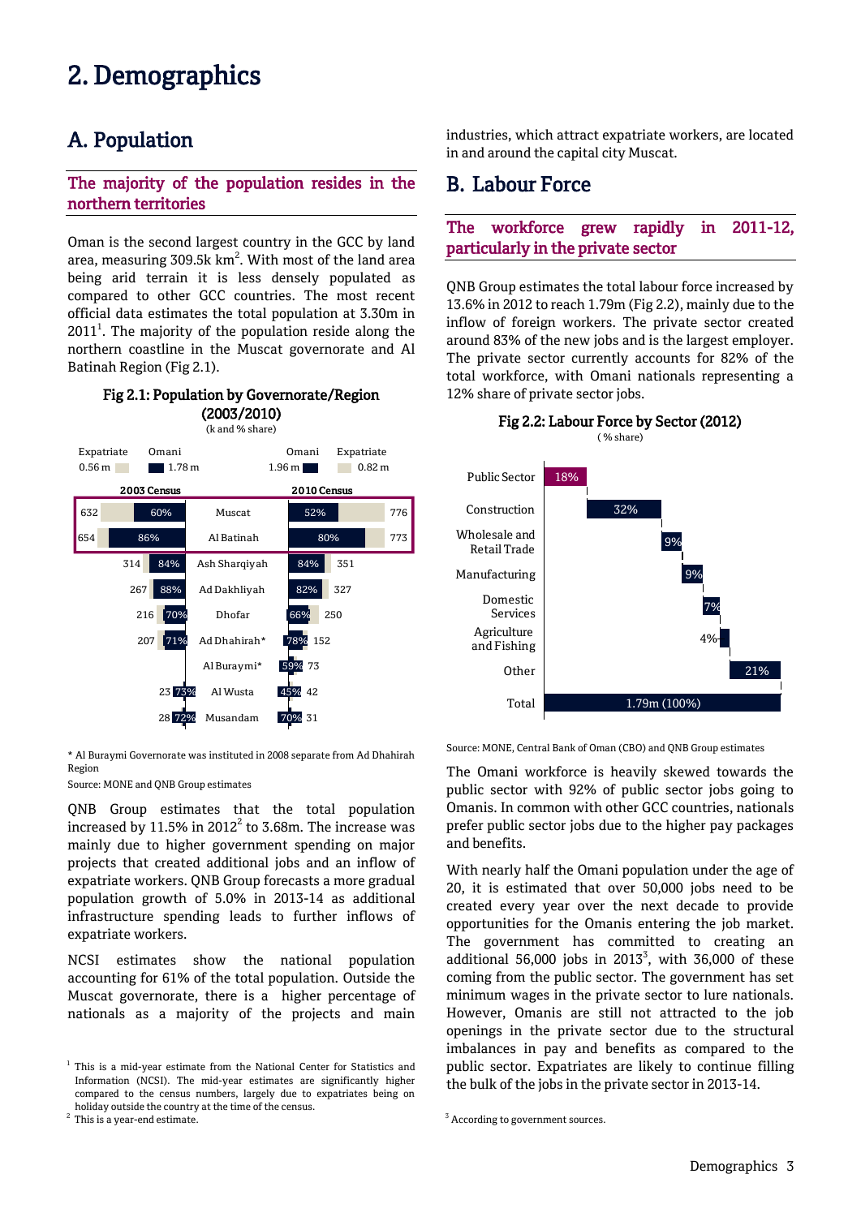# 2. Demographics

## A. Population

### The majority of the population resides in the northern territories

Oman is the second largest country in the GCC by land area, measuring 309.5k km$^2$. With most of the land area being arid terrain it is less densely populated as compared to other GCC countries. The most recent official data estimates the total population at 3.30m in 2011[1]. The majority of the population reside along the northern coastline in the Muscat governorate and Al Batinah Region (Fig 2.1).

**Fig 2.1: Population by Governorate/Region (2003/2010)**

(k and % share)

2003 Census: Expatriate 0.56 m; Omani 1.78 m
2010 Census: Omani 1.96 m; Expatriate 0.82 m

| 2003 Census (k) | 2003 Omani share | Governorate/Region | 2010 Omani share | 2010 Census (k) |
|---|---|---|---|---|
| 632 | 60% | Muscat | 52% | 776 |
| 654 | 86% | Al Batinah | 80% | 773 |
| 314 | 84% | Ash Sharqiyah | 84% | 351 |
| 267 | 88% | Ad Dakhliyah | 82% | 327 |
| 216 | 70% | Dhofar | 66% | 250 |
| 207 | 71% | Ad Dhahirah* | 78% | 152 |
| | | Al Buraymi* | 59% | 73 |
| 23 | 73% | Al Wusta | 45% | 42 |
| 28 | 72% | Musandam | 70% | 31 |

\* Al Buraymi Governorate was instituted in 2008 separate from Ad Dhahirah Region

Source: MONE and QNB Group estimates

QNB Group estimates that the total population increased by 11.5% in 2012[2] to 3.68m. The increase was mainly due to higher government spending on major projects that created additional jobs and an inflow of expatriate workers. QNB Group forecasts a more gradual population growth of 5.0% in 2013-14 as additional infrastructure spending leads to further inflows of expatriate workers.

NCSI estimates show the national population accounting for 61% of the total population. Outside the Muscat governorate, there is a higher percentage of nationals as a majority of the projects and main industries, which attract expatriate workers, are located in and around the capital city Muscat.

## B. Labour Force

### The workforce grew rapidly in 2011-12, particularly in the private sector

QNB Group estimates the total labour force increased by 13.6% in 2012 to reach 1.79m (Fig 2.2), mainly due to the inflow of foreign workers. The private sector created around 83% of the new jobs and is the largest employer. The private sector currently accounts for 82% of the total workforce, with Omani nationals representing a 12% share of private sector jobs.

**Fig 2.2: Labour Force by Sector (2012)**

(% share)

| Sector | Share |
|---|---|
| Public Sector | 18% |
| Construction | 32% |
| Wholesale and Retail Trade | 9% |
| Manufacturing | 9% |
| Domestic Services | 7% |
| Agriculture and Fishing | 4% |
| Other | 21% |
| Total | 1.79m (100%) |

Source: MONE, Central Bank of Oman (CBO) and QNB Group estimates

The Omani workforce is heavily skewed towards the public sector with 92% of public sector jobs going to Omanis. In common with other GCC countries, nationals prefer public sector jobs due to the higher pay packages and benefits.

With nearly half the Omani population under the age of 20, it is estimated that over 50,000 jobs need to be created every year over the next decade to provide opportunities for the Omanis entering the job market. The government has committed to creating an additional 56,000 jobs in 2013[3], with 36,000 of these coming from the public sector. The government has set minimum wages in the private sector to lure nationals. However, Omanis are still not attracted to the job openings in the private sector due to the structural imbalances in pay and benefits as compared to the public sector. Expatriates are likely to continue filling the bulk of the jobs in the private sector in 2013-14.

[1] This is a mid-year estimate from the National Center for Statistics and Information (NCSI). The mid-year estimates are significantly higher compared to the census numbers, largely due to expatriates being on holiday outside the country at the time of the census.

[2] This is a year-end estimate.

[3] According to government sources.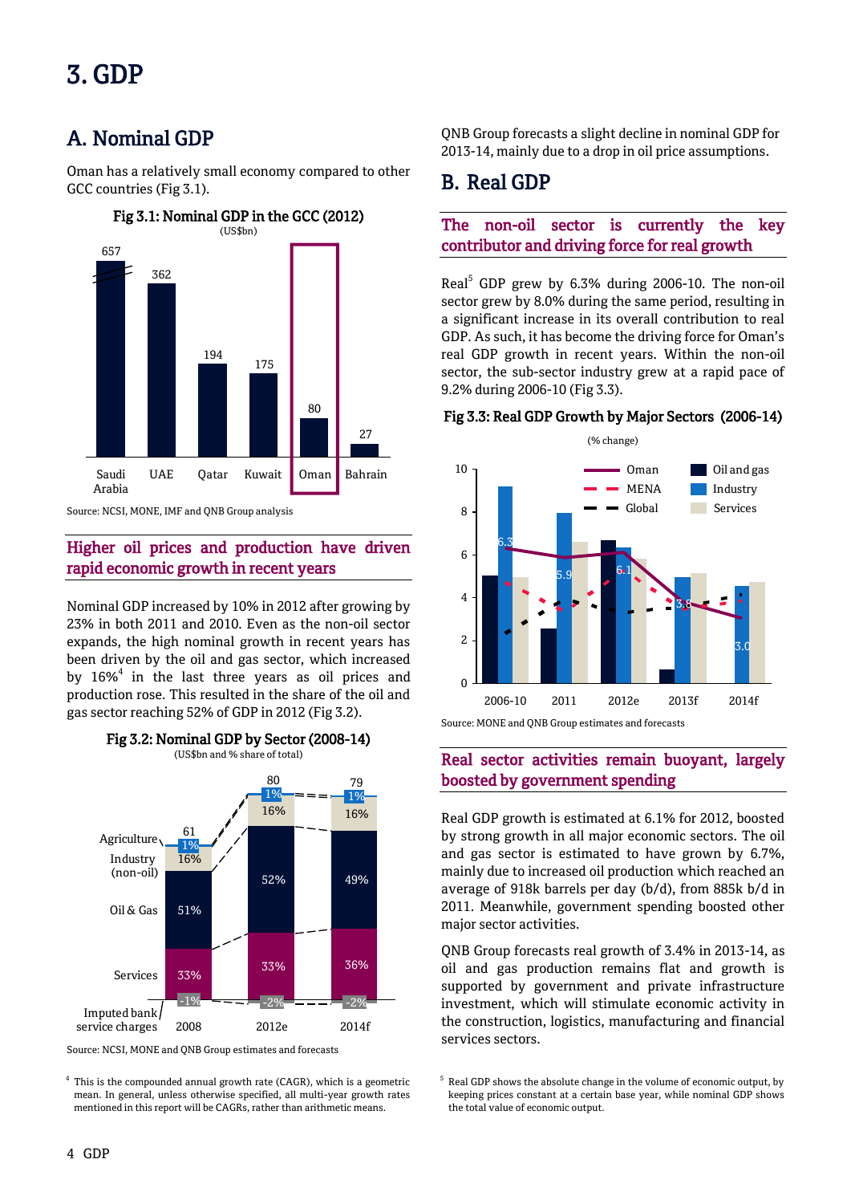# 3. GDP

## A. Nominal GDP

Oman has a relatively small economy compared to other GCC countries (Fig 3.1).

**Fig 3.1: Nominal GDP in the GCC (2012)**
(US$bn)

| Country | Nominal GDP (US$bn) |
|---|---|
| Saudi Arabia | 657 |
| UAE | 362 |
| Qatar | 194 |
| Kuwait | 175 |
| Oman | 80 |
| Bahrain | 27 |

Source: NCSI, MONE, IMF and QNB Group analysis

### Higher oil prices and production have driven rapid economic growth in recent years

Nominal GDP increased by 10% in 2012 after growing by 23% in both 2011 and 2010. Even as the non-oil sector expands, the high nominal growth in recent years has been driven by the oil and gas sector, which increased by 16%[4] in the last three years as oil prices and production rose. This resulted in the share of the oil and gas sector reaching 52% of GDP in 2012 (Fig 3.2).

**Fig 3.2: Nominal GDP by Sector (2008-14)**
(US$bn and % share of total)

| | 2008 | 2012e | 2014f |
|---|---|---|---|
| Total (US$bn) | 61 | 80 | 79 |
| Agriculture | 1% | 1% | 1% |
| Industry (non-oil) | 16% | 16% | 16% |
| Oil & Gas | 51% | 52% | 49% |
| Services | 33% | 33% | 36% |
| Imputed bank service charges | -1% | -2% | -2% |

Source: NCSI, MONE and QNB Group estimates and forecasts

QNB Group forecasts a slight decline in nominal GDP for 2013-14, mainly due to a drop in oil price assumptions.

## B. Real GDP

### The non-oil sector is currently the key contributor and driving force for real growth

Real[5] GDP grew by 6.3% during 2006-10. The non-oil sector grew by 8.0% during the same period, resulting in a significant increase in its overall contribution to real GDP. As such, it has become the driving force for Oman's real GDP growth in recent years. Within the non-oil sector, the sub-sector industry grew at a rapid pace of 9.2% during 2006-10 (Fig 3.3).

**Fig 3.3: Real GDP Growth by Major Sectors (2006-14)**
(% change)

| | 2006-10 | 2011 | 2012e | 2013f | 2014f |
|---|---|---|---|---|---|
| Oman | 6.3 | 5.9 | 6.1 | 3.8 | 3.0 |

Legend: Oman, MENA, Global, Oil and gas, Industry, Services

Source: MONE and QNB Group estimates and forecasts

### Real sector activities remain buoyant, largely boosted by government spending

Real GDP growth is estimated at 6.1% for 2012, boosted by strong growth in all major economic sectors. The oil and gas sector is estimated to have grown by 6.7%, mainly due to increased oil production which reached an average of 918k barrels per day (b/d), from 885k b/d in 2011. Meanwhile, government spending boosted other major sector activities.

QNB Group forecasts real growth of 3.4% in 2013-14, as oil and gas production remains flat and growth is supported by government and private infrastructure investment, which will stimulate economic activity in the construction, logistics, manufacturing and financial services sectors.

---

[4] This is the compounded annual growth rate (CAGR), which is a geometric mean. In general, unless otherwise specified, all multi-year growth rates mentioned in this report will be CAGRs, rather than arithmetic means.

[5] Real GDP shows the absolute change in the volume of economic output, by keeping prices constant at a certain base year, while nominal GDP shows the total value of economic output.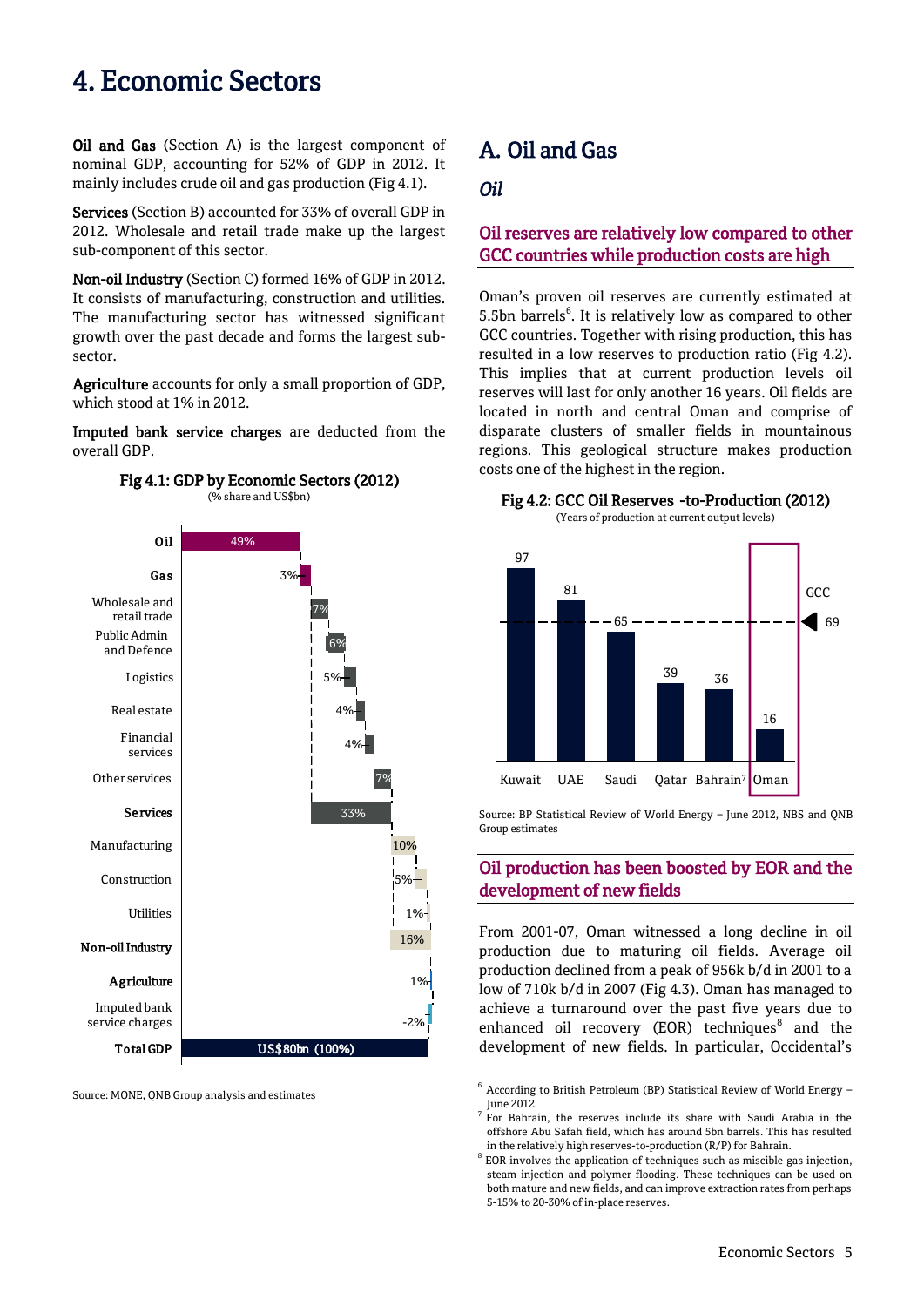# 4. Economic Sectors

**Oil and Gas** (Section A) is the largest component of nominal GDP, accounting for 52% of GDP in 2012. It mainly includes crude oil and gas production (Fig 4.1).

**Services** (Section B) accounted for 33% of overall GDP in 2012. Wholesale and retail trade make up the largest sub-component of this sector.

**Non-oil Industry** (Section C) formed 16% of GDP in 2012. It consists of manufacturing, construction and utilities. The manufacturing sector has witnessed significant growth over the past decade and forms the largest sub-sector.

**Agriculture** accounts for only a small proportion of GDP, which stood at 1% in 2012.

**Imputed bank service charges** are deducted from the overall GDP.

**Fig 4.1: GDP by Economic Sectors (2012)**
(% share and US$bn)

| Sector | Share |
|---|---|
| **Oil** | 49% |
| **Gas** | 3% |
| Wholesale and retail trade | 7% |
| Public Admin and Defence | 6% |
| Logistics | 5% |
| Real estate | 4% |
| Financial services | 4% |
| Other services | 7% |
| **Services** | 33% |
| Manufacturing | 10% |
| Construction | 5% |
| Utilities | 1% |
| **Non-oil Industry** | 16% |
| **Agriculture** | 1% |
| Imputed bank service charges | -2% |
| **Total GDP** | US$80bn (100%) |

Source: MONE, QNB Group analysis and estimates

## A. Oil and Gas

### *Oil*

#### Oil reserves are relatively low compared to other GCC countries while production costs are high

Oman's proven oil reserves are currently estimated at 5.5bn barrels[6]. It is relatively low as compared to other GCC countries. Together with rising production, this has resulted in a low reserves to production ratio (Fig 4.2). This implies that at current production levels oil reserves will last for only another 16 years. Oil fields are located in north and central Oman and comprise of disparate clusters of smaller fields in mountainous regions. This geological structure makes production costs one of the highest in the region.

**Fig 4.2: GCC Oil Reserves -to-Production (2012)**
(Years of production at current output levels)

| Country | Years |
|---|---|
| Kuwait | 97 |
| UAE | 81 |
| Saudi | 65 |
| Qatar | 39 |
| Bahrain[7] | 36 |
| Oman | 16 |
| GCC | 69 |

Source: BP Statistical Review of World Energy – June 2012, NBS and QNB Group estimates

#### Oil production has been boosted by EOR and the development of new fields

From 2001-07, Oman witnessed a long decline in oil production due to maturing oil fields. Average oil production declined from a peak of 956k b/d in 2001 to a low of 710k b/d in 2007 (Fig 4.3). Oman has managed to achieve a turnaround over the past five years due to enhanced oil recovery (EOR) techniques[8] and the development of new fields. In particular, Occidental's

---

[6] According to British Petroleum (BP) Statistical Review of World Energy – June 2012.

[7] For Bahrain, the reserves include its share with Saudi Arabia in the offshore Abu Safah field, which has around 5bn barrels. This has resulted in the relatively high reserves-to-production (R/P) for Bahrain.

[8] EOR involves the application of techniques such as miscible gas injection, steam injection and polymer flooding. These techniques can be used on both mature and new fields, and can improve extraction rates from perhaps 5-15% to 20-30% of in-place reserves.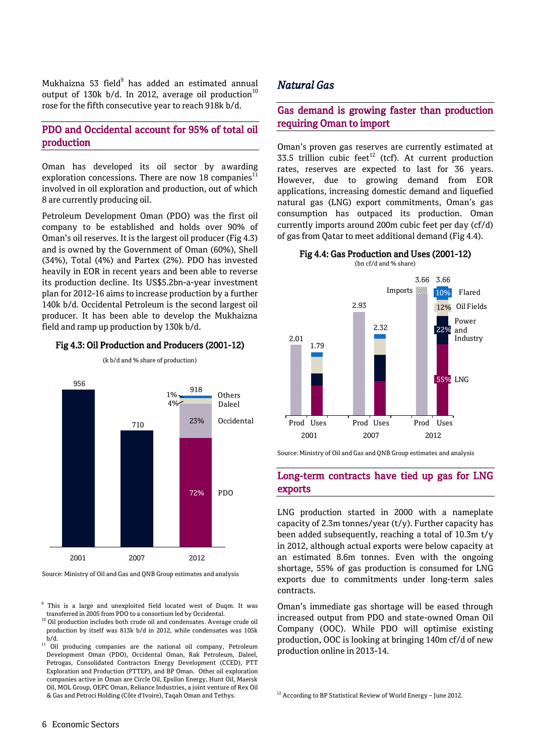Mukhaizna 53 field[9] has added an estimated annual output of 130k b/d. In 2012, average oil production[10] rose for the fifth consecutive year to reach 918k b/d.

## PDO and Occidental account for 95% of total oil production

Oman has developed its oil sector by awarding exploration concessions. There are now 18 companies[11] involved in oil exploration and production, out of which 8 are currently producing oil.

Petroleum Development Oman (PDO) was the first oil company to be established and holds over 90% of Oman's oil reserves. It is the largest oil producer (Fig 4.3) and is owned by the Government of Oman (60%), Shell (34%), Total (4%) and Partex (2%). PDO has invested heavily in EOR in recent years and been able to reverse its production decline. Its US$5.2bn-a-year investment plan for 2012-16 aims to increase production by a further 140k b/d. Occidental Petroleum is the second largest oil producer. It has been able to develop the Mukhaizna field and ramp up production by 130k b/d.

**Fig 4.3: Oil Production and Producers (2001-12)**

(k b/d and % share of production)

| | 2001 | 2007 | 2012 |
|---|---|---|---|
| Total | 956 | 710 | 918 |
| PDO | | | 72% |
| Occidental | | | 23% |
| Daleel | | | 4% |
| Others | | | 1% |

Source: Ministry of Oil and Gas and QNB Group estimates and analysis

# *Natural Gas*

## Gas demand is growing faster than production requiring Oman to import

Oman's proven gas reserves are currently estimated at 33.5 trillion cubic feet[12] (tcf). At current production rates, reserves are expected to last for 36 years. However, due to growing demand from EOR applications, increasing domestic demand and liquefied natural gas (LNG) export commitments, Oman's gas consumption has outpaced its production. Oman currently imports around 200m cubic feet per day (cf/d) of gas from Qatar to meet additional demand (Fig 4.4).

**Fig 4.4: Gas Production and Uses (2001-12)**

(bn cf/d and % share)

| | 2001 Prod | 2001 Uses | 2007 Prod | 2007 Uses | 2012 Prod | 2012 Uses |
|---|---|---|---|---|---|---|
| Total | 2.01 | 1.79 | 2.93 | 2.32 | 3.66 | 3.66 |
| Flared | | | | | | 10% |
| Oil Fields | | | | | | 12% |
| Power and Industry | | | | | | 22% |
| LNG | | | | | | 55% |

Imports shown as part of 2012 production.

Source: Ministry of Oil and Gas and QNB Group estimates and analysis

## Long-term contracts have tied up gas for LNG exports

LNG production started in 2000 with a nameplate capacity of 2.3m tonnes/year (t/y). Further capacity has been added subsequently, reaching a total of 10.3m t/y in 2012, although actual exports were below capacity at an estimated 8.6m tonnes. Even with the ongoing shortage, 55% of gas production is consumed for LNG exports due to commitments under long-term sales contracts.

Oman's immediate gas shortage will be eased through increased output from PDO and state-owned Oman Oil Company (OOC). While PDO will optimise existing production, OOC is looking at bringing 140m cf/d of new production online in 2013-14.

---

[9] This is a large and unexploited field located west of Duqm. It was transferred in 2005 from PDO to a consortium led by Occidental.

[10] Oil production includes both crude oil and condensates. Average crude oil production by itself was 813k b/d in 2012, while condensates was 105k b/d.

[11] Oil producing companies are the national oil company, Petroleum Development Oman (PDO), Occidental Oman, Rak Petroleum, Daleel, Petrogas, Consolidated Contractors Energy Development (CCED), PTT Exploration and Production (PTTEP), and BP Oman. Other oil exploration companies active in Oman are Circle Oil, Epsilon Energy, Hunt Oil, Maersk Oil, MOL Group, OEPC Oman, Reliance Industries, a joint venture of Rex Oil & Gas and Petroci Holding (Côte d'Ivoire), Taqah Oman and Tethys.

[12] According to BP Statistical Review of World Energy – June 2012.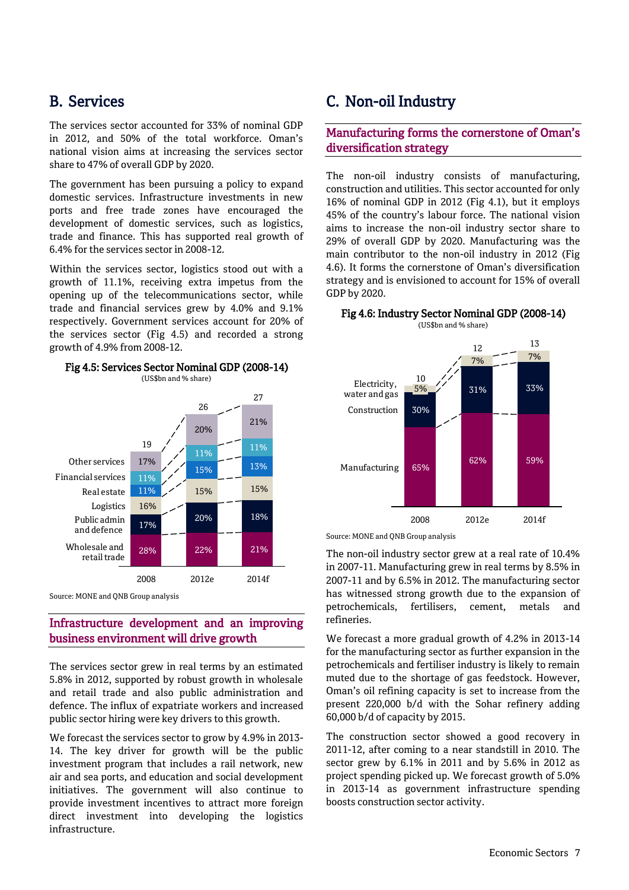## B. Services

The services sector accounted for 33% of nominal GDP in 2012, and 50% of the total workforce. Oman's national vision aims at increasing the services sector share to 47% of overall GDP by 2020.

The government has been pursuing a policy to expand domestic services. Infrastructure investments in new ports and free trade zones have encouraged the development of domestic services, such as logistics, trade and finance. This has supported real growth of 6.4% for the services sector in 2008-12.

Within the services sector, logistics stood out with a growth of 11.1%, receiving extra impetus from the opening up of the telecommunications sector, while trade and financial services grew by 4.0% and 9.1% respectively. Government services account for 20% of the services sector (Fig 4.5) and recorded a strong growth of 4.9% from 2008-12.

**Fig 4.5: Services Sector Nominal GDP (2008-14)**
(US$bn and % share)

| | 2008 | 2012e | 2014f |
|---|---|---|---|
| Total (US$bn) | 19 | 26 | 27 |
| Other services | 17% | 20% | 21% |
| Financial services | 11% | 11% | 11% |
| Real estate | 11% | 15% | 13% |
| Logistics | 16% | 15% | 15% |
| Public admin and defence | 17% | 20% | 18% |
| Wholesale and retail trade | 28% | 22% | 21% |

Source: MONE and QNB Group analysis

### Infrastructure development and an improving business environment will drive growth

The services sector grew in real terms by an estimated 5.8% in 2012, supported by robust growth in wholesale and retail trade and also public administration and defence. The influx of expatriate workers and increased public sector hiring were key drivers to this growth.

We forecast the services sector to grow by 4.9% in 2013-14. The key driver for growth will be the public investment program that includes a rail network, new air and sea ports, and education and social development initiatives. The government will also continue to provide investment incentives to attract more foreign direct investment into developing the logistics infrastructure.

## C. Non-oil Industry

### Manufacturing forms the cornerstone of Oman's diversification strategy

The non-oil industry consists of manufacturing, construction and utilities. This sector accounted for only 16% of nominal GDP in 2012 (Fig 4.1), but it employs 45% of the country's labour force. The national vision aims to increase the non-oil industry sector share to 29% of overall GDP by 2020. Manufacturing was the main contributor to the non-oil industry in 2012 (Fig 4.6). It forms the cornerstone of Oman's diversification strategy and is envisioned to account for 15% of overall GDP by 2020.

**Fig 4.6: Industry Sector Nominal GDP (2008-14)**
(US$bn and % share)

| | 2008 | 2012e | 2014f |
|---|---|---|---|
| Total (US$bn) | 10 | 12 | 13 |
| Electricity, water and gas | 5% | 7% | 7% |
| Construction | 30% | 31% | 33% |
| Manufacturing | 65% | 62% | 59% |

Source: MONE and QNB Group analysis

The non-oil industry sector grew at a real rate of 10.4% in 2007-11. Manufacturing grew in real terms by 8.5% in 2007-11 and by 6.5% in 2012. The manufacturing sector has witnessed strong growth due to the expansion of petrochemicals, fertilisers, cement, metals and refineries.

We forecast a more gradual growth of 4.2% in 2013-14 for the manufacturing sector as further expansion in the petrochemicals and fertiliser industry is likely to remain muted due to the shortage of gas feedstock. However, Oman's oil refining capacity is set to increase from the present 220,000 b/d with the Sohar refinery adding 60,000 b/d of capacity by 2015.

The construction sector showed a good recovery in 2011-12, after coming to a near standstill in 2010. The sector grew by 6.1% in 2011 and by 5.6% in 2012 as project spending picked up. We forecast growth of 5.0% in 2013-14 as government infrastructure spending boosts construction sector activity.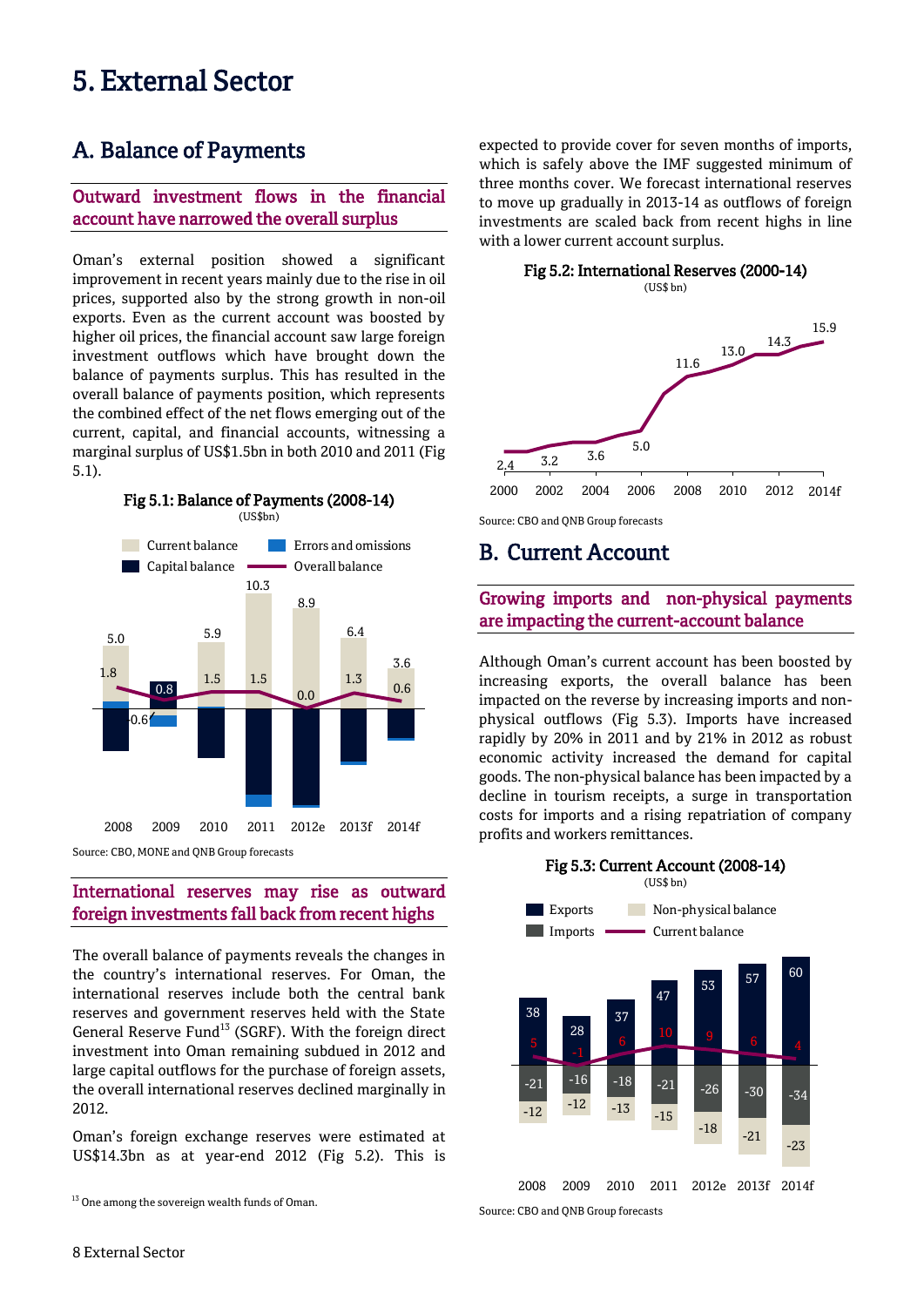# 5. External Sector

## A. Balance of Payments

### Outward investment flows in the financial account have narrowed the overall surplus

Oman's external position showed a significant improvement in recent years mainly due to the rise in oil prices, supported also by the strong growth in non-oil exports. Even as the current account was boosted by higher oil prices, the financial account saw large foreign investment outflows which have brought down the balance of payments surplus. This has resulted in the overall balance of payments position, which represents the combined effect of the net flows emerging out of the current, capital, and financial accounts, witnessing a marginal surplus of US$1.5bn in both 2010 and 2011 (Fig 5.1).

**Fig 5.1: Balance of Payments (2008-14)**
(US$bn)

Source: CBO, MONE and QNB Group forecasts

### International reserves may rise as outward foreign investments fall back from recent highs

The overall balance of payments reveals the changes in the country's international reserves. For Oman, the international reserves include both the central bank reserves and government reserves held with the State General Reserve Fund[13] (SGRF). With the foreign direct investment into Oman remaining subdued in 2012 and large capital outflows for the purchase of foreign assets, the overall international reserves declined marginally in 2012.

Oman's foreign exchange reserves were estimated at US$14.3bn as at year-end 2012 (Fig 5.2). This is expected to provide cover for seven months of imports, which is safely above the IMF suggested minimum of three months cover. We forecast international reserves to move up gradually in 2013-14 as outflows of foreign investments are scaled back from recent highs in line with a lower current account surplus.

**Fig 5.2: International Reserves (2000-14)**
(US$ bn)

Source: CBO and QNB Group forecasts

## B. Current Account

### Growing imports and non-physical payments are impacting the current-account balance

Although Oman's current account has been boosted by increasing exports, the overall balance has been impacted on the reverse by increasing imports and non-physical outflows (Fig 5.3). Imports have increased rapidly by 20% in 2011 and by 21% in 2012 as robust economic activity increased the demand for capital goods. The non-physical balance has been impacted by a decline in tourism receipts, a surge in transportation costs for imports and a rising repatriation of company profits and workers remittances.

**Fig 5.3: Current Account (2008-14)**
(US$ bn)

Source: CBO and QNB Group forecasts

[13] One among the sovereign wealth funds of Oman.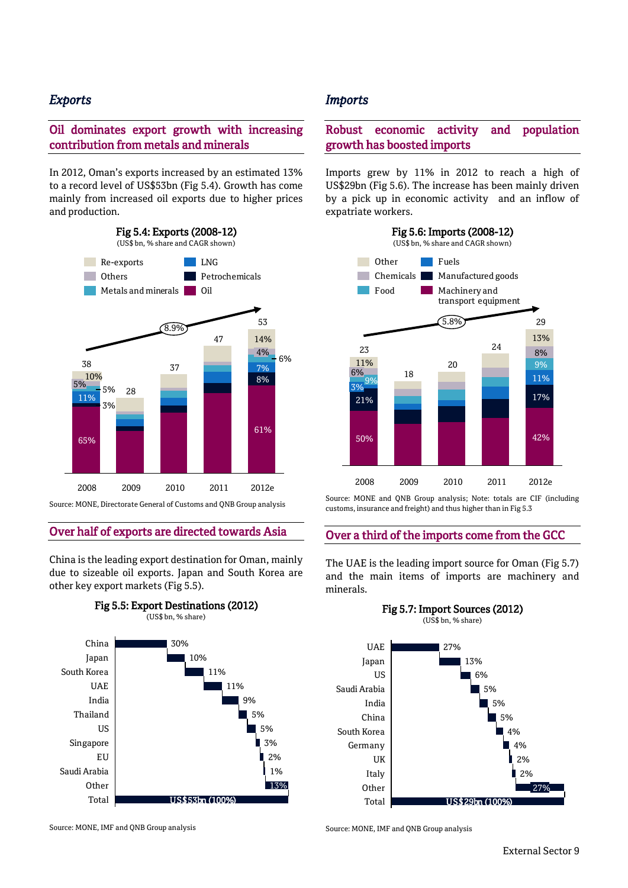## Exports

### Oil dominates export growth with increasing contribution from metals and minerals

In 2012, Oman's exports increased by an estimated 13% to a record level of US$53bn (Fig 5.4). Growth has come mainly from increased oil exports due to higher prices and production.

**Fig 5.4: Exports (2008-12)**
(US$ bn, % share and CAGR shown)

| | 2008 | 2009 | 2010 | 2011 | 2012e |
|---|---|---|---|---|---|
| Total | 38 | 28 | 37 | 47 | 53 |
| Oil | 65% | | | | 61% |
| Petrochemicals | 3% | | | | 8% |
| LNG | 11% | | | | 7% |
| Metals and minerals | 5% | | | | 6% |
| Others | 5% | | | | 4% |
| Re-exports | 10% | | | | 14% |

CAGR: 8.9%

Source: MONE, Directorate General of Customs and QNB Group analysis

### Over half of exports are directed towards Asia

China is the leading export destination for Oman, mainly due to sizeable oil exports. Japan and South Korea are other key export markets (Fig 5.5).

**Fig 5.5: Export Destinations (2012)**
(US$ bn, % share)

| Destination | Share |
|---|---|
| China | 30% |
| Japan | 10% |
| South Korea | 11% |
| UAE | 11% |
| India | 9% |
| Thailand | 5% |
| US | 5% |
| Singapore | 3% |
| EU | 2% |
| Saudi Arabia | 1% |
| Other | 13% |
| Total | US$53bn (100%) |

Source: MONE, IMF and QNB Group analysis

## Imports

### Robust economic activity and population growth has boosted imports

Imports grew by 11% in 2012 to reach a high of US$29bn (Fig 5.6). The increase has been mainly driven by a pick up in economic activity and an inflow of expatriate workers.

**Fig 5.6: Imports (2008-12)**
(US$ bn, % share and CAGR shown)

| | 2008 | 2009 | 2010 | 2011 | 2012e |
|---|---|---|---|---|---|
| Total | 23 | 18 | 20 | 24 | 29 |
| Machinery and transport equipment | 50% | | | | 42% |
| Manufactured goods | 21% | | | | 17% |
| Fuels | 3% | | | | 11% |
| Food | 9% | | | | 9% |
| Chemicals | 6% | | | | 8% |
| Other | 11% | | | | 13% |

CAGR: 5.8%

Source: MONE and QNB Group analysis; Note: totals are CIF (including customs, insurance and freight) and thus higher than in Fig 5.3

### Over a third of the imports come from the GCC

The UAE is the leading import source for Oman (Fig 5.7) and the main items of imports are machinery and minerals.

**Fig 5.7: Import Sources (2012)**
(US$ bn, % share)

| Source | Share |
|---|---|
| UAE | 27% |
| Japan | 13% |
| US | 6% |
| Saudi Arabia | 5% |
| India | 5% |
| China | 5% |
| South Korea | 4% |
| Germany | 4% |
| UK | 2% |
| Italy | 2% |
| Other | 27% |
| Total | US$29bn (100%) |

Source: MONE, IMF and QNB Group analysis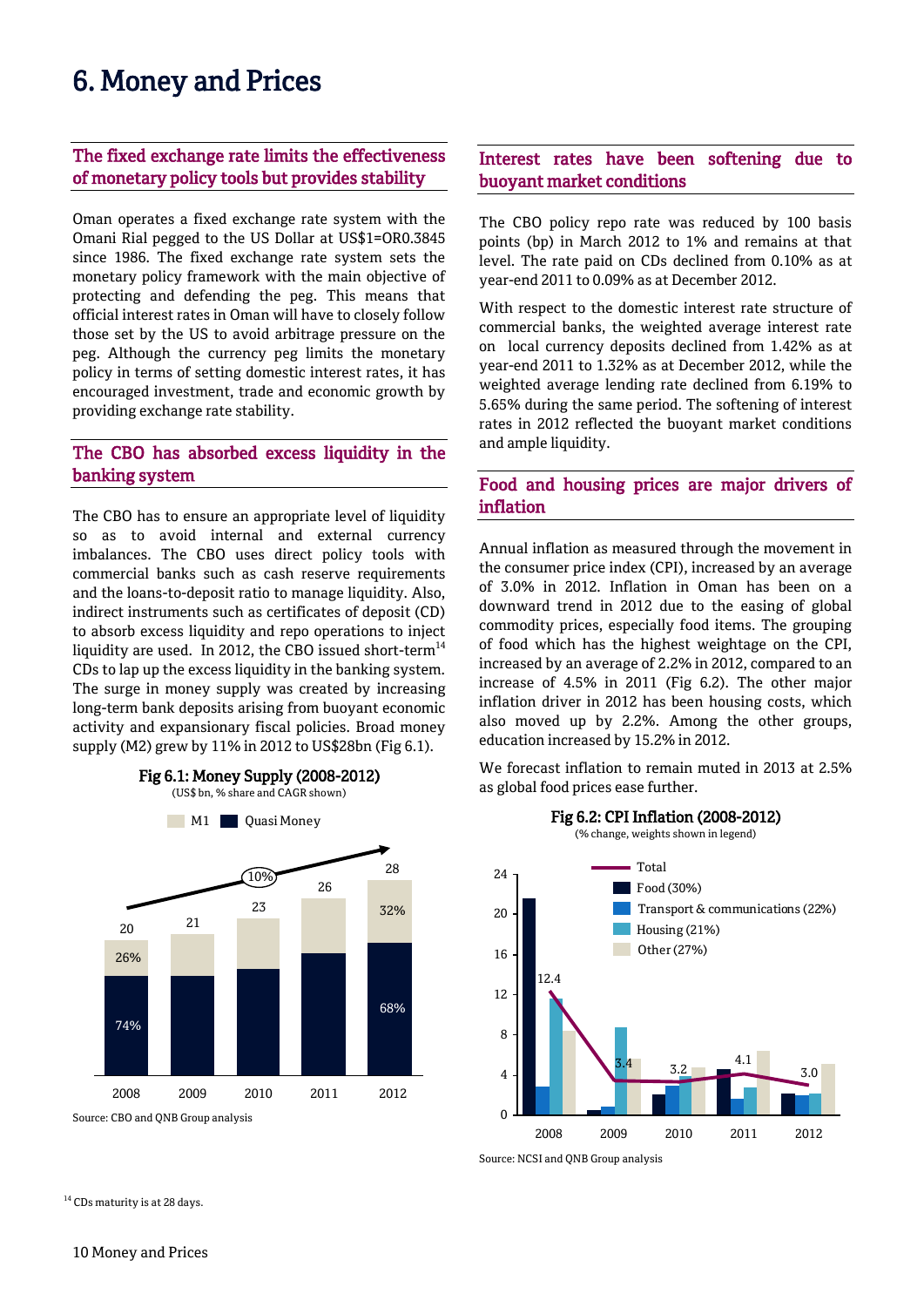// 6. Money and Prices

## 6. Money and Prices

### The fixed exchange rate limits the effectiveness of monetary policy tools but provides stability

Oman operates a fixed exchange rate system with the Omani Rial pegged to the US Dollar at US$1=OR0.3845 since 1986. The fixed exchange rate system sets the monetary policy framework with the main objective of protecting and defending the peg. This means that official interest rates in Oman will have to closely follow those set by the US to avoid arbitrage pressure on the peg. Although the currency peg limits the monetary policy in terms of setting domestic interest rates, it has encouraged investment, trade and economic growth by providing exchange rate stability.

### The CBO has absorbed excess liquidity in the banking system

The CBO has to ensure an appropriate level of liquidity so as to avoid internal and external currency imbalances. The CBO uses direct policy tools with commercial banks such as cash reserve requirements and the loans-to-deposit ratio to manage liquidity. Also, indirect instruments such as certificates of deposit (CD) to absorb excess liquidity and repo operations to inject liquidity are used. In 2012, the CBO issued short-term[14] CDs to lap up the excess liquidity in the banking system. The surge in money supply was created by increasing long-term bank deposits arising from buoyant economic activity and expansionary fiscal policies. Broad money supply (M2) grew by 11% in 2012 to US$28bn (Fig 6.1).

**Fig 6.1: Money Supply (2008-2012)**
(US$ bn, % share and CAGR shown)

| | 2008 | 2009 | 2010 | 2011 | 2012 |
|---|---|---|---|---|---|
| Total | 20 | 21 | 23 | 26 | 28 |
| M1 share | 26% | | | | 32% |
| Quasi Money share | 74% | | | | 68% |

CAGR: 10%

Source: CBO and QNB Group analysis

### Interest rates have been softening due to buoyant market conditions

The CBO policy repo rate was reduced by 100 basis points (bp) in March 2012 to 1% and remains at that level. The rate paid on CDs declined from 0.10% as at year-end 2011 to 0.09% as at December 2012.

With respect to the domestic interest rate structure of commercial banks, the weighted average interest rate on local currency deposits declined from 1.42% as at year-end 2011 to 1.32% as at December 2012, while the weighted average lending rate declined from 6.19% to 5.65% during the same period. The softening of interest rates in 2012 reflected the buoyant market conditions and ample liquidity.

### Food and housing prices are major drivers of inflation

Annual inflation as measured through the movement in the consumer price index (CPI), increased by an average of 3.0% in 2012. Inflation in Oman has been on a downward trend in 2012 due to the easing of global commodity prices, especially food items. The grouping of food which has the highest weightage on the CPI, increased by an average of 2.2% in 2012, compared to an increase of 4.5% in 2011 (Fig 6.2). The other major inflation driver in 2012 has been housing costs, which also moved up by 2.2%. Among the other groups, education increased by 15.2% in 2012.

We forecast inflation to remain muted in 2013 at 2.5% as global food prices ease further.

**Fig 6.2: CPI Inflation (2008-2012)**
(% change, weights shown in legend)

| | 2008 | 2009 | 2010 | 2011 | 2012 |
|---|---|---|---|---|---|
| Total | 12.4 | 3.4 | 3.2 | 4.1 | 3.0 |

Legend: Total; Food (30%); Transport & communications (22%); Housing (21%); Other (27%)

Source: NCSI and QNB Group analysis

[14] CDs maturity is at 28 days.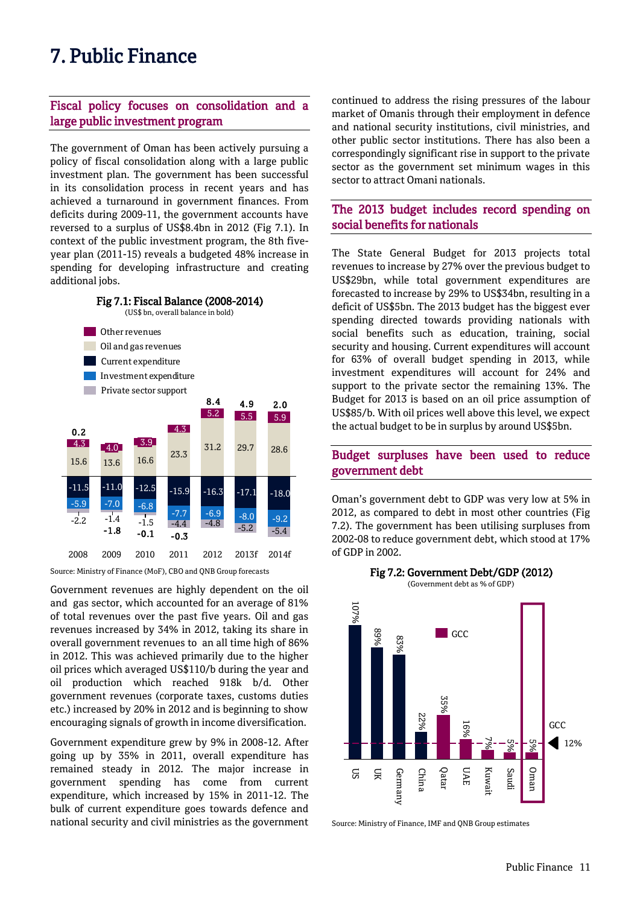# 7. Public Finance

## Fiscal policy focuses on consolidation and a large public investment program

The government of Oman has been actively pursuing a policy of fiscal consolidation along with a large public investment plan. The government has been successful in its consolidation process in recent years and has achieved a turnaround in government finances. From deficits during 2009-11, the government accounts have reversed to a surplus of US$8.4bn in 2012 (Fig 7.1). In context of the public investment program, the 8th five-year plan (2011-15) reveals a budgeted 48% increase in spending for developing infrastructure and creating additional jobs.

**Fig 7.1: Fiscal Balance (2008-2014)**

(US$ bn, overall balance in bold)

| | 2008 | 2009 | 2010 | 2011 | 2012 | 2013f | 2014f |
|---|---|---|---|---|---|---|---|
| Other revenues | 4.3 | 4.0 | 3.9 | 4.3 | 5.2 | 5.5 | 5.9 |
| Oil and gas revenues | 15.6 | 13.6 | 16.6 | 23.3 | 31.2 | 29.7 | 28.6 |
| Current expenditure | -11.5 | -11.0 | -12.5 | -15.9 | -16.3 | -17.1 | -18.0 |
| Investment expenditure | -5.9 | -7.0 | -6.8 | -7.7 | -6.9 | -8.0 | -9.2 |
| Private sector support | -2.2 | -1.4 | -1.5 | -4.4 | -4.8 | -5.2 | -5.4 |
| **Overall balance** | **0.2** | **-1.8** | **-0.1** | **-0.3** | **8.4** | **4.9** | **2.0** |

Source: Ministry of Finance (MoF), CBO and QNB Group forecasts

Government revenues are highly dependent on the oil and gas sector, which accounted for an average of 81% of total revenues over the past five years. Oil and gas revenues increased by 34% in 2012, taking its share in overall government revenues to an all time high of 86% in 2012. This was achieved primarily due to the higher oil prices which averaged US$110/b during the year and oil production which reached 918k b/d. Other government revenues (corporate taxes, customs duties etc.) increased by 20% in 2012 and is beginning to show encouraging signals of growth in income diversification.

Government expenditure grew by 9% in 2008-12. After going up by 35% in 2011, overall expenditure has remained steady in 2012. The major increase in government spending has come from current expenditure, which increased by 15% in 2011-12. The bulk of current expenditure goes towards defence and national security and civil ministries as the government continued to address the rising pressures of the labour market of Omanis through their employment in defence and national security institutions, civil ministries, and other public sector institutions. There has also been a correspondingly significant rise in support to the private sector as the government set minimum wages in this sector to attract Omani nationals.

## The 2013 budget includes record spending on social benefits for nationals

The State General Budget for 2013 projects total revenues to increase by 27% over the previous budget to US$29bn, while total government expenditures are forecasted to increase by 29% to US$34bn, resulting in a deficit of US$5bn. The 2013 budget has the biggest ever spending directed towards providing nationals with social benefits such as education, training, social security and housing. Current expenditures will account for 63% of overall budget spending in 2013, while investment expenditures will account for 24% and support to the private sector the remaining 13%. The Budget for 2013 is based on an oil price assumption of US$85/b. With oil prices well above this level, we expect the actual budget to be in surplus by around US$5bn.

## Budget surpluses have been used to reduce government debt

Oman's government debt to GDP was very low at 5% in 2012, as compared to debt in most other countries (Fig 7.2). The government has been utilising surpluses from 2002-08 to reduce government debt, which stood at 17% of GDP in 2002.

**Fig 7.2: Government Debt/GDP (2012)**

(Government debt as % of GDP)

| Country | Debt/GDP |
|---|---|
| US | 107% |
| UK | 89% |
| Germany | 83% |
| China | 22% |
| Qatar (GCC) | 35% |
| UAE (GCC) | 16% |
| Kuwait (GCC) | 7% |
| Saudi (GCC) | 5% |
| Oman (GCC) | 5% |
| GCC average | 12% |

Source: Ministry of Finance, IMF and QNB Group estimates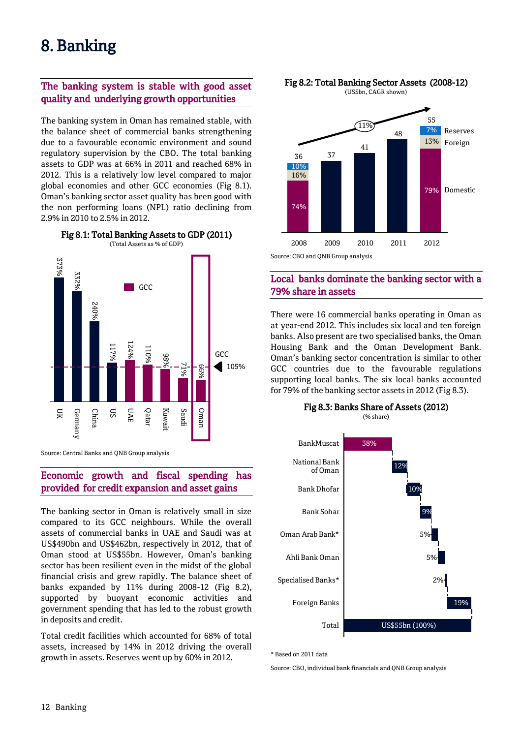# 8. Banking

## The banking system is stable with good asset quality and underlying growth opportunities

The banking system in Oman has remained stable, with the balance sheet of commercial banks strengthening due to a favourable economic environment and sound regulatory supervision by the CBO. The total banking assets to GDP was at 66% in 2011 and reached 68% in 2012. This is a relatively low level compared to major global economies and other GCC economies (Fig 8.1). Oman's banking sector asset quality has been good with the non performing loans (NPL) ratio declining from 2.9% in 2010 to 2.5% in 2012.

**Fig 8.1: Total Banking Assets to GDP (2011)**
(Total Assets as % of GDP)

| Country | Total Assets as % of GDP |
|---|---|
| UK | 373% |
| Germany | 332% |
| China | 240% |
| US | 117% |
| UAE | 124% |
| Qatar | 110% |
| Kuwait | 98% |
| Saudi | 71% |
| Oman | 66% |

GCC: 105%

Source: Central Banks and QNB Group analysis

## Economic growth and fiscal spending has provided for credit expansion and asset gains

The banking sector in Oman is relatively small in size compared to its GCC neighbours. While the overall assets of commercial banks in UAE and Saudi was at US$490bn and US$462bn, respectively in 2012, that of Oman stood at US$55bn. However, Oman's banking sector has been resilient even in the midst of the global financial crisis and grew rapidly. The balance sheet of banks expanded by 11% during 2008-12 (Fig 8.2), supported by buoyant economic activities and government spending that has led to the robust growth in deposits and credit.

Total credit facilities which accounted for 68% of total assets, increased by 14% in 2012 driving the overall growth in assets. Reserves went up by 60% in 2012.

**Fig 8.2: Total Banking Sector Assets (2008-12)**
(US$bn, CAGR shown)

| | 2008 | 2009 | 2010 | 2011 | 2012 |
|---|---|---|---|---|---|
| Total | 36 | 37 | 41 | 48 | 55 |
| Reserves | 10% | | | | 7% |
| Foreign | 16% | | | | 13% |
| Domestic | 74% | | | | 79% |

CAGR: 11%

Source: CBO and QNB Group analysis

## Local banks dominate the banking sector with a 79% share in assets

There were 16 commercial banks operating in Oman as at year-end 2012. This includes six local and ten foreign banks. Also present are two specialised banks, the Oman Housing Bank and the Oman Development Bank. Oman's banking sector concentration is similar to other GCC countries due to the favourable regulations supporting local banks. The six local banks accounted for 79% of the banking sector assets in 2012 (Fig 8.3).

**Fig 8.3: Banks Share of Assets (2012)**
(% share)

| Bank | Share |
|---|---|
| BankMuscat | 38% |
| National Bank of Oman | 12% |
| Bank Dhofar | 10% |
| Bank Sohar | 9% |
| Oman Arab Bank* | 5% |
| Ahli Bank Oman | 5% |
| Specialised Banks* | 2% |
| Foreign Banks | 19% |
| Total | US$55bn (100%) |

\* Based on 2011 data

Source: CBO, individual bank financials and QNB Group analysis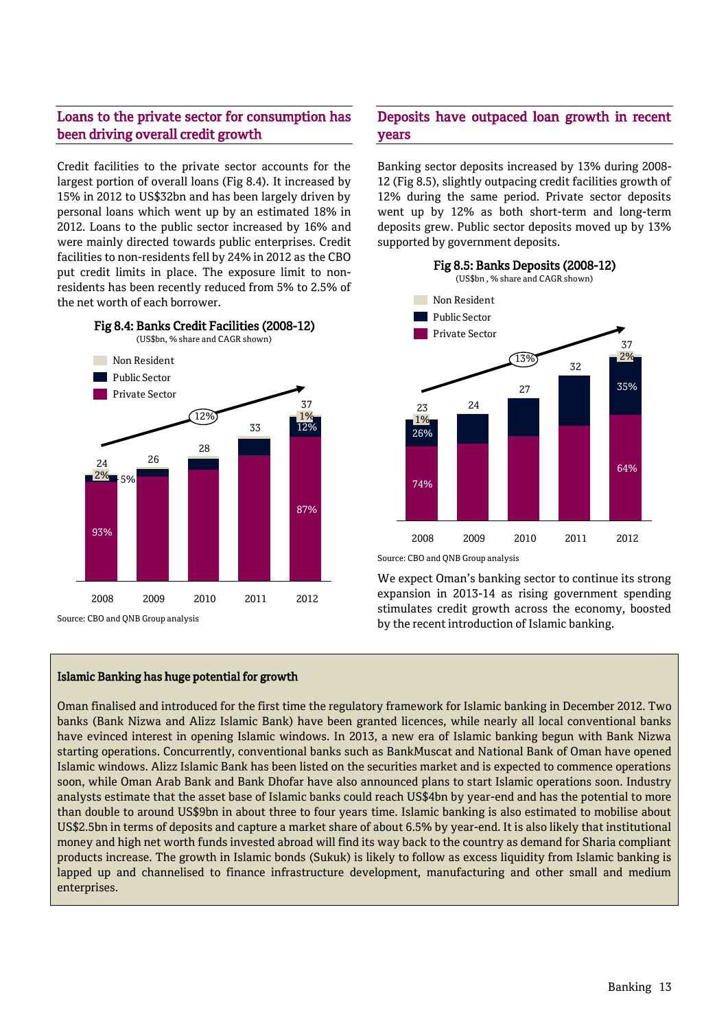## Loans to the private sector for consumption has been driving overall credit growth

Credit facilities to the private sector accounts for the largest portion of overall loans (Fig 8.4). It increased by 15% in 2012 to US$32bn and has been largely driven by personal loans which went up by an estimated 18% in 2012. Loans to the public sector increased by 16% and were mainly directed towards public enterprises. Credit facilities to non-residents fell by 24% in 2012 as the CBO put credit limits in place. The exposure limit to non-residents has been recently reduced from 5% to 2.5% of the net worth of each borrower.

**Fig 8.4: Banks Credit Facilities (2008-12)**
(US$bn, % share and CAGR shown)

| | 2008 | 2009 | 2010 | 2011 | 2012 |
|---|---|---|---|---|---|
| Total | 24 | 26 | 28 | 33 | 37 |
| Non Resident | 2% | | | | 1% |
| Public Sector | 5% | | | | 12% |
| Private Sector | 93% | | | | 87% |

CAGR: 12%

Source: CBO and QNB Group analysis

## Deposits have outpaced loan growth in recent years

Banking sector deposits increased by 13% during 2008-12 (Fig 8.5), slightly outpacing credit facilities growth of 12% during the same period. Private sector deposits went up by 12% as both short-term and long-term deposits grew. Public sector deposits moved up by 13% supported by government deposits.

**Fig 8.5: Banks Deposits (2008-12)**
(US$bn , % share and CAGR shown)

| | 2008 | 2009 | 2010 | 2011 | 2012 |
|---|---|---|---|---|---|
| Total | 23 | 24 | 27 | 32 | 37 |
| Non Resident | 1% | | | | 2% |
| Public Sector | 26% | | | | 35% |
| Private Sector | 74% | | | | 64% |

CAGR: 13%

Source: CBO and QNB Group analysis

We expect Oman's banking sector to continue its strong expansion in 2013-14 as rising government spending stimulates credit growth across the economy, boosted by the recent introduction of Islamic banking.

**Islamic Banking has huge potential for growth**

Oman finalised and introduced for the first time the regulatory framework for Islamic banking in December 2012. Two banks (Bank Nizwa and Alizz Islamic Bank) have been granted licences, while nearly all local conventional banks have evinced interest in opening Islamic windows. In 2013, a new era of Islamic banking begun with Bank Nizwa starting operations. Concurrently, conventional banks such as BankMuscat and National Bank of Oman have opened Islamic windows. Alizz Islamic Bank has been listed on the securities market and is expected to commence operations soon, while Oman Arab Bank and Bank Dhofar have also announced plans to start Islamic operations soon. Industry analysts estimate that the asset base of Islamic banks could reach US$4bn by year-end and has the potential to more than double to around US$9bn in about three to four years time. Islamic banking is also estimated to mobilise about US$2.5bn in terms of deposits and capture a market share of about 6.5% by year-end. It is also likely that institutional money and high net worth funds invested abroad will find its way back to the country as demand for Sharia compliant products increase. The growth in Islamic bonds (Sukuk) is likely to follow as excess liquidity from Islamic banking is lapped up and channelised to finance infrastructure development, manufacturing and other small and medium enterprises.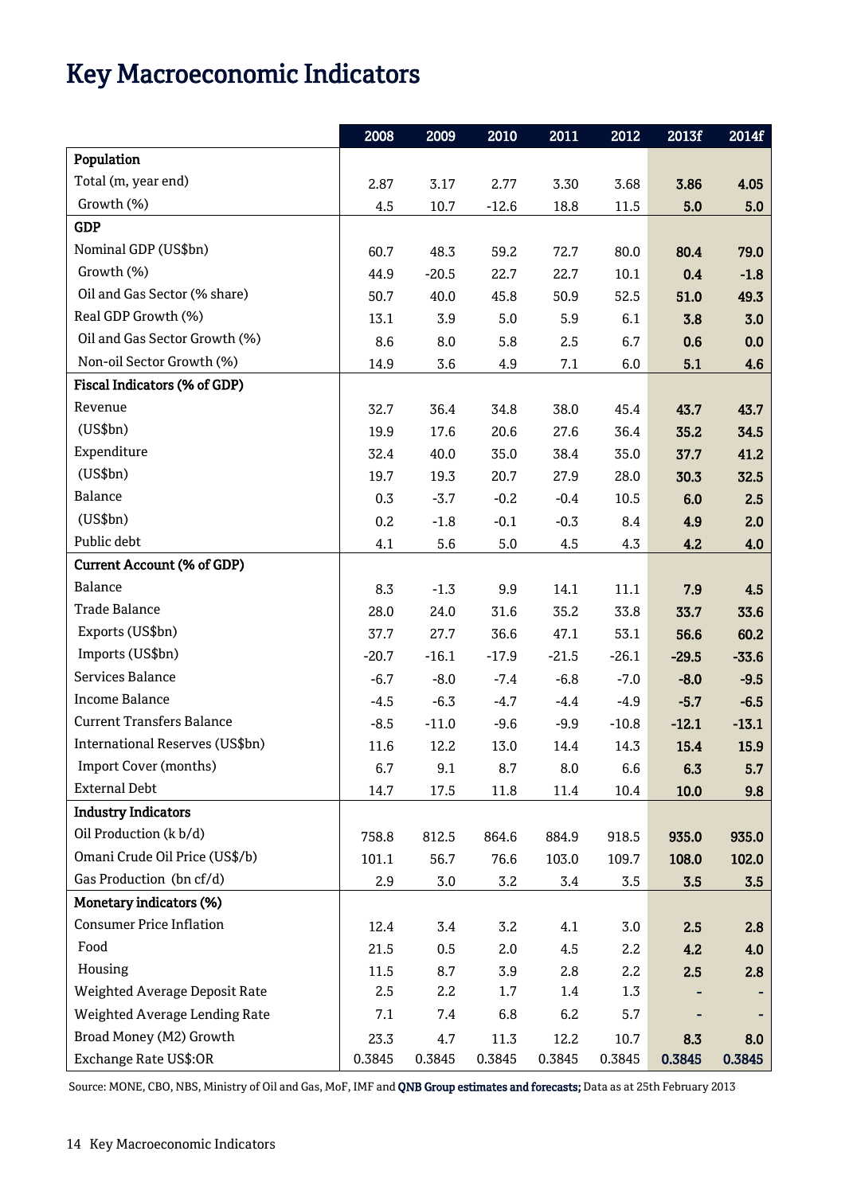# Key Macroeconomic Indicators

| | 2008 | 2009 | 2010 | 2011 | 2012 | 2013f | 2014f |
|---|---|---|---|---|---|---|---|
| **Population** | | | | | | | |
| Total (m, year end) | 2.87 | 3.17 | 2.77 | 3.30 | 3.68 | **3.86** | **4.05** |
| Growth (%) | 4.5 | 10.7 | -12.6 | 18.8 | 11.5 | **5.0** | **5.0** |
| **GDP** | | | | | | | |
| Nominal GDP (US$bn) | 60.7 | 48.3 | 59.2 | 72.7 | 80.0 | **80.4** | **79.0** |
| Growth (%) | 44.9 | -20.5 | 22.7 | 22.7 | 10.1 | **0.4** | **-1.8** |
| Oil and Gas Sector (% share) | 50.7 | 40.0 | 45.8 | 50.9 | 52.5 | **51.0** | **49.3** |
| Real GDP Growth (%) | 13.1 | 3.9 | 5.0 | 5.9 | 6.1 | **3.8** | **3.0** |
| Oil and Gas Sector Growth (%) | 8.6 | 8.0 | 5.8 | 2.5 | 6.7 | **0.6** | **0.0** |
| Non-oil Sector Growth (%) | 14.9 | 3.6 | 4.9 | 7.1 | 6.0 | **5.1** | **4.6** |
| **Fiscal Indicators (% of GDP)** | | | | | | | |
| Revenue | 32.7 | 36.4 | 34.8 | 38.0 | 45.4 | **43.7** | **43.7** |
| (US$bn) | 19.9 | 17.6 | 20.6 | 27.6 | 36.4 | **35.2** | **34.5** |
| Expenditure | 32.4 | 40.0 | 35.0 | 38.4 | 35.0 | **37.7** | **41.2** |
| (US$bn) | 19.7 | 19.3 | 20.7 | 27.9 | 28.0 | **30.3** | **32.5** |
| Balance | 0.3 | -3.7 | -0.2 | -0.4 | 10.5 | **6.0** | **2.5** |
| (US$bn) | 0.2 | -1.8 | -0.1 | -0.3 | 8.4 | **4.9** | **2.0** |
| Public debt | 4.1 | 5.6 | 5.0 | 4.5 | 4.3 | **4.2** | **4.0** |
| **Current Account (% of GDP)** | | | | | | | |
| Balance | 8.3 | -1.3 | 9.9 | 14.1 | 11.1 | **7.9** | **4.5** |
| Trade Balance | 28.0 | 24.0 | 31.6 | 35.2 | 33.8 | **33.7** | **33.6** |
| Exports (US$bn) | 37.7 | 27.7 | 36.6 | 47.1 | 53.1 | **56.6** | **60.2** |
| Imports (US$bn) | -20.7 | -16.1 | -17.9 | -21.5 | -26.1 | **-29.5** | **-33.6** |
| Services Balance | -6.7 | -8.0 | -7.4 | -6.8 | -7.0 | **-8.0** | **-9.5** |
| Income Balance | -4.5 | -6.3 | -4.7 | -4.4 | -4.9 | **-5.7** | **-6.5** |
| Current Transfers Balance | -8.5 | -11.0 | -9.6 | -9.9 | -10.8 | **-12.1** | **-13.1** |
| International Reserves (US$bn) | 11.6 | 12.2 | 13.0 | 14.4 | 14.3 | **15.4** | **15.9** |
| Import Cover (months) | 6.7 | 9.1 | 8.7 | 8.0 | 6.6 | **6.3** | **5.7** |
| External Debt | 14.7 | 17.5 | 11.8 | 11.4 | 10.4 | **10.0** | **9.8** |
| **Industry Indicators** | | | | | | | |
| Oil Production (k b/d) | 758.8 | 812.5 | 864.6 | 884.9 | 918.5 | **935.0** | **935.0** |
| Omani Crude Oil Price (US$/b) | 101.1 | 56.7 | 76.6 | 103.0 | 109.7 | **108.0** | **102.0** |
| Gas Production (bn cf/d) | 2.9 | 3.0 | 3.2 | 3.4 | 3.5 | **3.5** | **3.5** |
| **Monetary indicators (%)** | | | | | | | |
| Consumer Price Inflation | 12.4 | 3.4 | 3.2 | 4.1 | 3.0 | **2.5** | **2.8** |
| Food | 21.5 | 0.5 | 2.0 | 4.5 | 2.2 | **4.2** | **4.0** |
| Housing | 11.5 | 8.7 | 3.9 | 2.8 | 2.2 | **2.5** | **2.8** |
| Weighted Average Deposit Rate | 2.5 | 2.2 | 1.7 | 1.4 | 1.3 | **-** | **-** |
| Weighted Average Lending Rate | 7.1 | 7.4 | 6.8 | 6.2 | 5.7 | **-** | **-** |
| Broad Money (M2) Growth | 23.3 | 4.7 | 11.3 | 12.2 | 10.7 | **8.3** | **8.0** |
| Exchange Rate US$:OR | 0.3845 | 0.3845 | 0.3845 | 0.3845 | 0.3845 | **0.3845** | **0.3845** |

Source: MONE, CBO, NBS, Ministry of Oil and Gas, MoF, IMF and **QNB Group estimates and forecasts;** Data as at 25th February 2013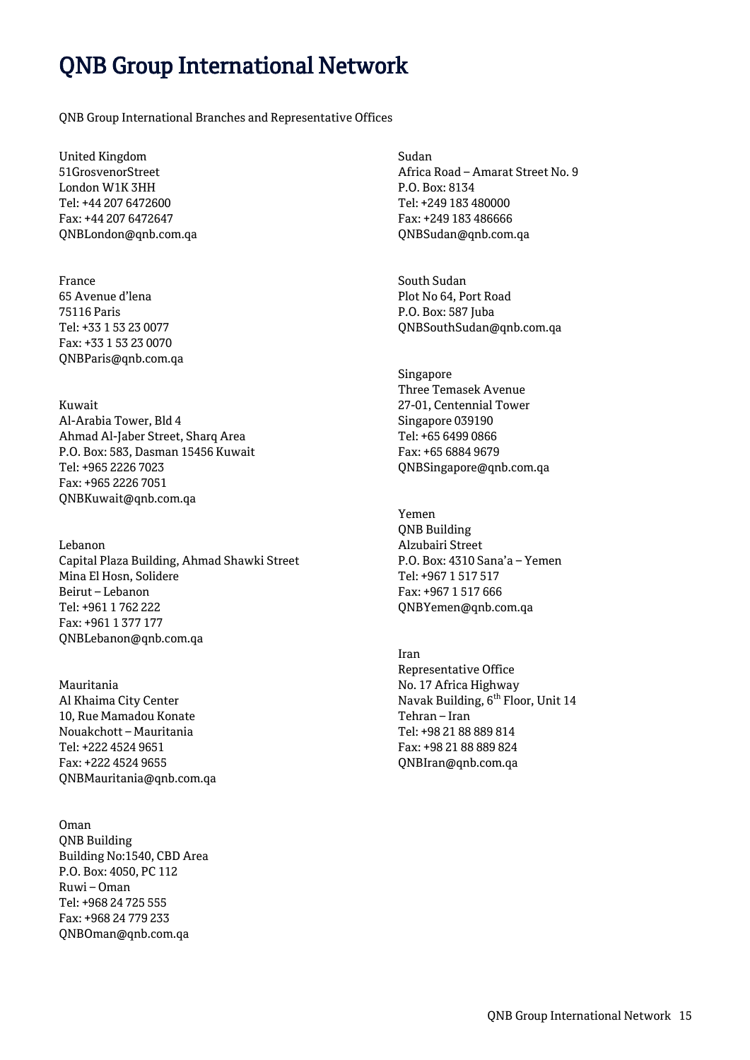# QNB Group International Network

QNB Group International Branches and Representative Offices

United Kingdom
51GrosvenorStreet
London W1K 3HH
Tel: +44 207 6472600
Fax: +44 207 6472647
QNBLondon@qnb.com.qa

France
65 Avenue d'Iena
75116 Paris
Tel: +33 1 53 23 0077
Fax: +33 1 53 23 0070
QNBParis@qnb.com.qa

Kuwait
Al-Arabia Tower, Bld 4
Ahmad Al-Jaber Street, Sharq Area
P.O. Box: 583, Dasman 15456 Kuwait
Tel: +965 2226 7023
Fax: +965 2226 7051
QNBKuwait@qnb.com.qa

Lebanon
Capital Plaza Building, Ahmad Shawki Street
Mina El Hosn, Solidere
Beirut – Lebanon
Tel: +961 1 762 222
Fax: +961 1 377 177
QNBLebanon@qnb.com.qa

Mauritania
Al Khaima City Center
10, Rue Mamadou Konate
Nouakchott – Mauritania
Tel: +222 4524 9651
Fax: +222 4524 9655
QNBMauritania@qnb.com.qa

Oman
QNB Building
Building No:1540, CBD Area
P.O. Box: 4050, PC 112
Ruwi – Oman
Tel: +968 24 725 555
Fax: +968 24 779 233
QNBOman@qnb.com.qa

Sudan
Africa Road – Amarat Street No. 9
P.O. Box: 8134
Tel: +249 183 480000
Fax: +249 183 486666
QNBSudan@qnb.com.qa

South Sudan
Plot No 64, Port Road
P.O. Box: 587 Juba
QNBSouthSudan@qnb.com.qa

Singapore
Three Temasek Avenue
27-01, Centennial Tower
Singapore 039190
Tel: +65 6499 0866
Fax: +65 6884 9679
QNBSingapore@qnb.com.qa

Yemen
QNB Building
Alzubairi Street
P.O. Box: 4310 Sana'a – Yemen
Tel: +967 1 517 517
Fax: +967 1 517 666
QNBYemen@qnb.com.qa

Iran
Representative Office
No. 17 Africa Highway
Navak Building, 6th Floor, Unit 14
Tehran – Iran
Tel: +98 21 88 889 814
Fax: +98 21 88 889 824
QNBIran@qnb.com.qa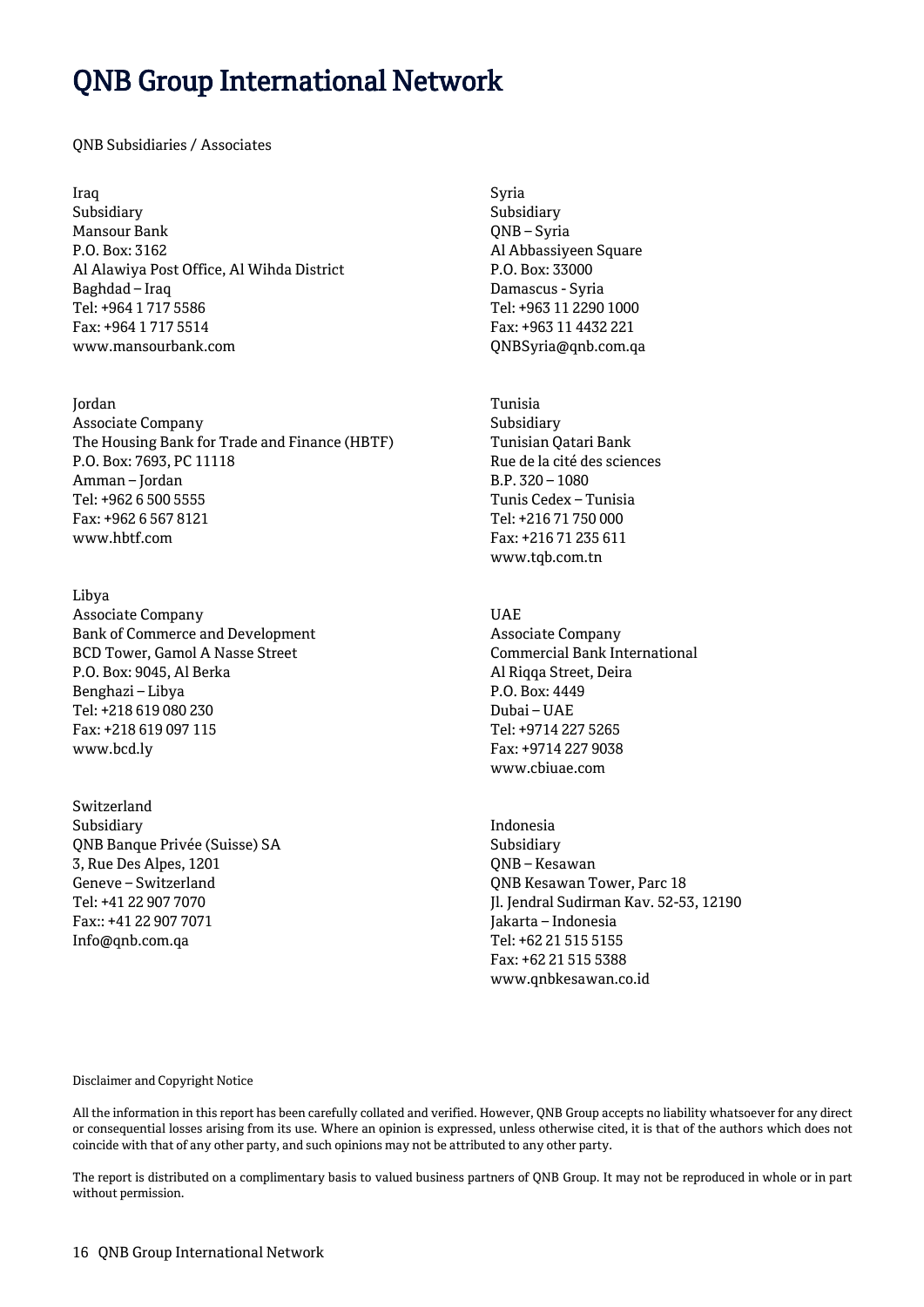# QNB Group International Network

QNB Subsidiaries / Associates

Iraq
Subsidiary
Mansour Bank
P.O. Box: 3162
Al Alawiya Post Office, Al Wihda District
Baghdad – Iraq
Tel: +964 1 717 5586
Fax: +964 1 717 5514
www.mansourbank.com

Jordan
Associate Company
The Housing Bank for Trade and Finance (HBTF)
P.O. Box: 7693, PC 11118
Amman – Jordan
Tel: +962 6 500 5555
Fax: +962 6 567 8121
www.hbtf.com

Libya
Associate Company
Bank of Commerce and Development
BCD Tower, Gamol A Nasse Street
P.O. Box: 9045, Al Berka
Benghazi – Libya
Tel: +218 619 080 230
Fax: +218 619 097 115
www.bcd.ly

Switzerland
Subsidiary
QNB Banque Privée (Suisse) SA
3, Rue Des Alpes, 1201
Geneve – Switzerland
Tel: +41 22 907 7070
Fax:: +41 22 907 7071
Info@qnb.com.qa

Syria
Subsidiary
QNB – Syria
Al Abbassiyeen Square
P.O. Box: 33000
Damascus - Syria
Tel: +963 11 2290 1000
Fax: +963 11 4432 221
QNBSyria@qnb.com.qa

Tunisia
Subsidiary
Tunisian Qatari Bank
Rue de la cité des sciences
B.P. 320 – 1080
Tunis Cedex – Tunisia
Tel: +216 71 750 000
Fax: +216 71 235 611
www.tqb.com.tn

UAE
Associate Company
Commercial Bank International
Al Riqqa Street, Deira
P.O. Box: 4449
Dubai – UAE
Tel: +9714 227 5265
Fax: +9714 227 9038
www.cbiuae.com

Indonesia
Subsidiary
QNB – Kesawan
QNB Kesawan Tower, Parc 18
Jl. Jendral Sudirman Kav. 52-53, 12190
Jakarta – Indonesia
Tel: +62 21 515 5155
Fax: +62 21 515 5388
www.qnbkesawan.co.id

Disclaimer and Copyright Notice

All the information in this report has been carefully collated and verified. However, QNB Group accepts no liability whatsoever for any direct or consequential losses arising from its use. Where an opinion is expressed, unless otherwise cited, it is that of the authors which does not coincide with that of any other party, and such opinions may not be attributed to any other party.

The report is distributed on a complimentary basis to valued business partners of QNB Group. It may not be reproduced in whole or in part without permission.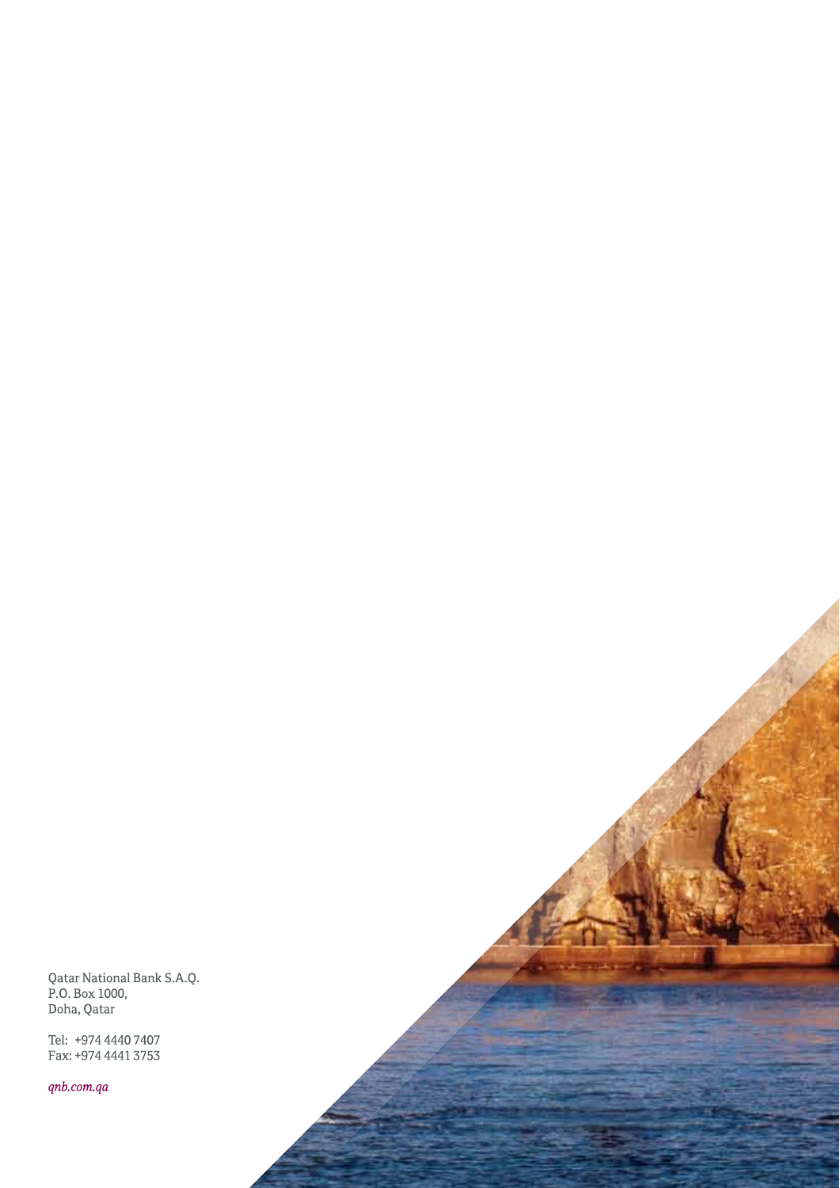Qatar National Bank S.A.Q.
P.O. Box 1000,
Doha, Qatar

Tel: +974 4440 7407
Fax: +974 4441 3753

*qnb.com.qa*